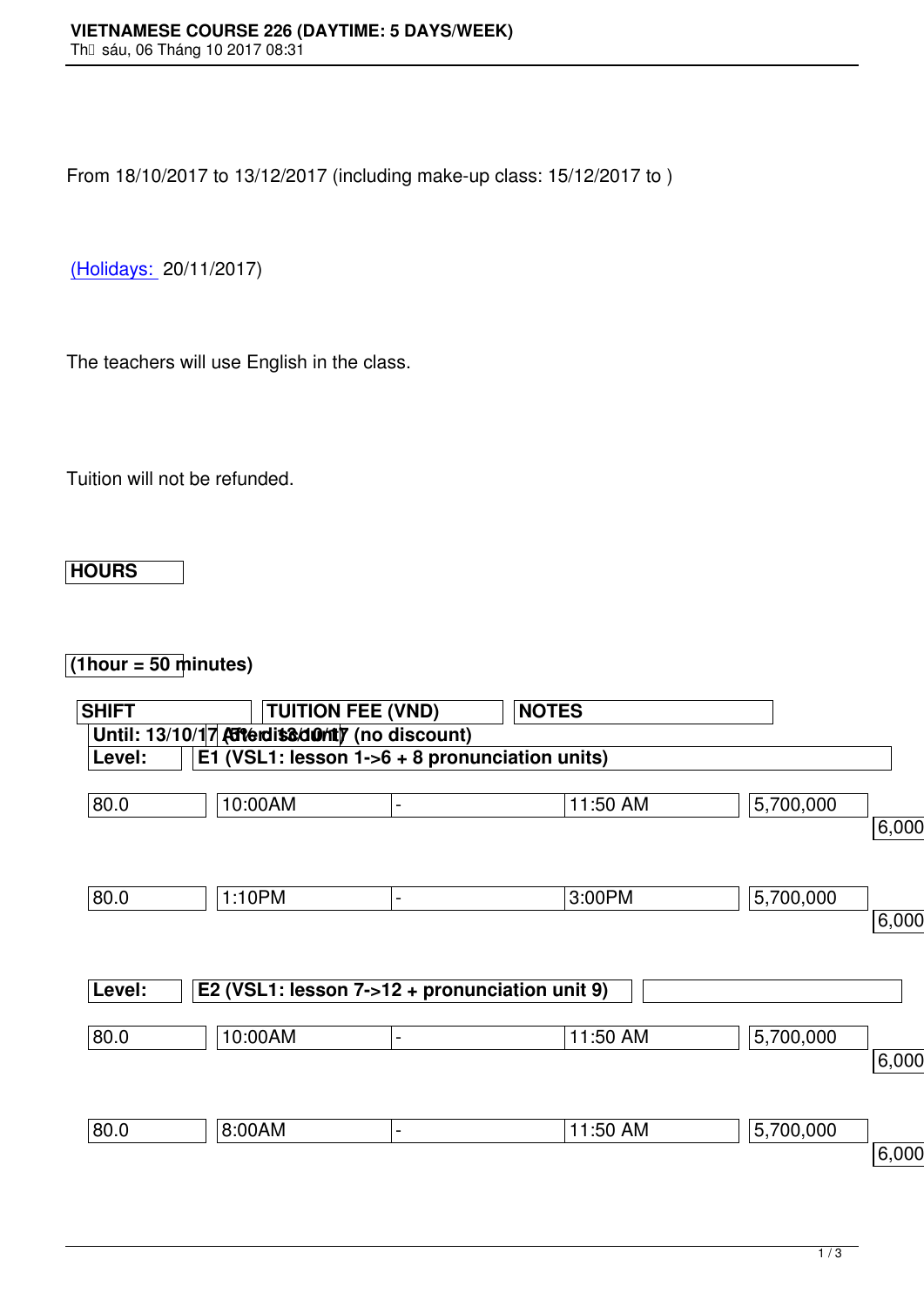# VIETNAMESE COURSE 226 (DAYTIME: 5 DAYS/WEEK)

Thứ sáu, 06 Tháng 10 2017 08:31

From 18/10/2017 to 13/12/2017 (including make-up class: 15/12/2017 to )

(Holidays: 20/11/2017)

The teachers will use English in the class.

Tuition will not be refunded.

| HOURS | SHIFT | | | TUITION FEE (VND) | NOTES |
|---|---|---|---|---|---|
| (1hour = 50 minutes) | | | | Until: 13/10/17 (5% discount) | After 13/10/17 (no discount) |
| **Level:** | **E1 (VSL1: lesson 1->6 + 8 pronunciation units)** | | | | |
| 80.0 | 10:00AM | - | 11:50 AM | 5,700,000 | 6,000 |
| 80.0 | 1:10PM | - | 3:00PM | 5,700,000 | 6,000 |
| **Level:** | **E2 (VSL1: lesson 7->12 + pronunciation unit 9)** | | | | |
| 80.0 | 10:00AM | - | 11:50 AM | 5,700,000 | 6,000 |
| 80.0 | 8:00AM | - | 11:50 AM | 5,700,000 | 6,000 |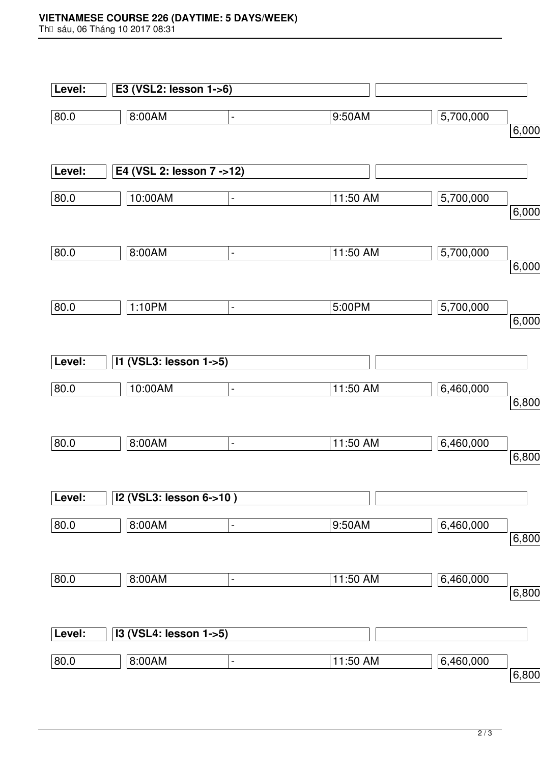| Level: | E3 (VSL2: lesson 1->6) | | | | |
|---|---|---|---|---|---|
| 80.0 | 8:00AM | - | 9:50AM | 5,700,000 | 6,000 |

| Level: | E4 (VSL 2: lesson 7 ->12) | | | | |
|---|---|---|---|---|---|
| 80.0 | 10:00AM | - | 11:50 AM | 5,700,000 | 6,000 |
| 80.0 | 8:00AM | - | 11:50 AM | 5,700,000 | 6,000 |
| 80.0 | 1:10PM | - | 5:00PM | 5,700,000 | 6,000 |

| Level: | I1 (VSL3: lesson 1->5) | | | | |
|---|---|---|---|---|---|
| 80.0 | 10:00AM | - | 11:50 AM | 6,460,000 | 6,800 |
| 80.0 | 8:00AM | - | 11:50 AM | 6,460,000 | 6,800 |

| Level: | I2 (VSL3: lesson 6->10 ) | | | | |
|---|---|---|---|---|---|
| 80.0 | 8:00AM | - | 9:50AM | 6,460,000 | 6,800 |
| 80.0 | 8:00AM | - | 11:50 AM | 6,460,000 | 6,800 |

| Level: | I3 (VSL4: lesson 1->5) | | | | |
|---|---|---|---|---|---|
| 80.0 | 8:00AM | - | 11:50 AM | 6,460,000 | 6,800 |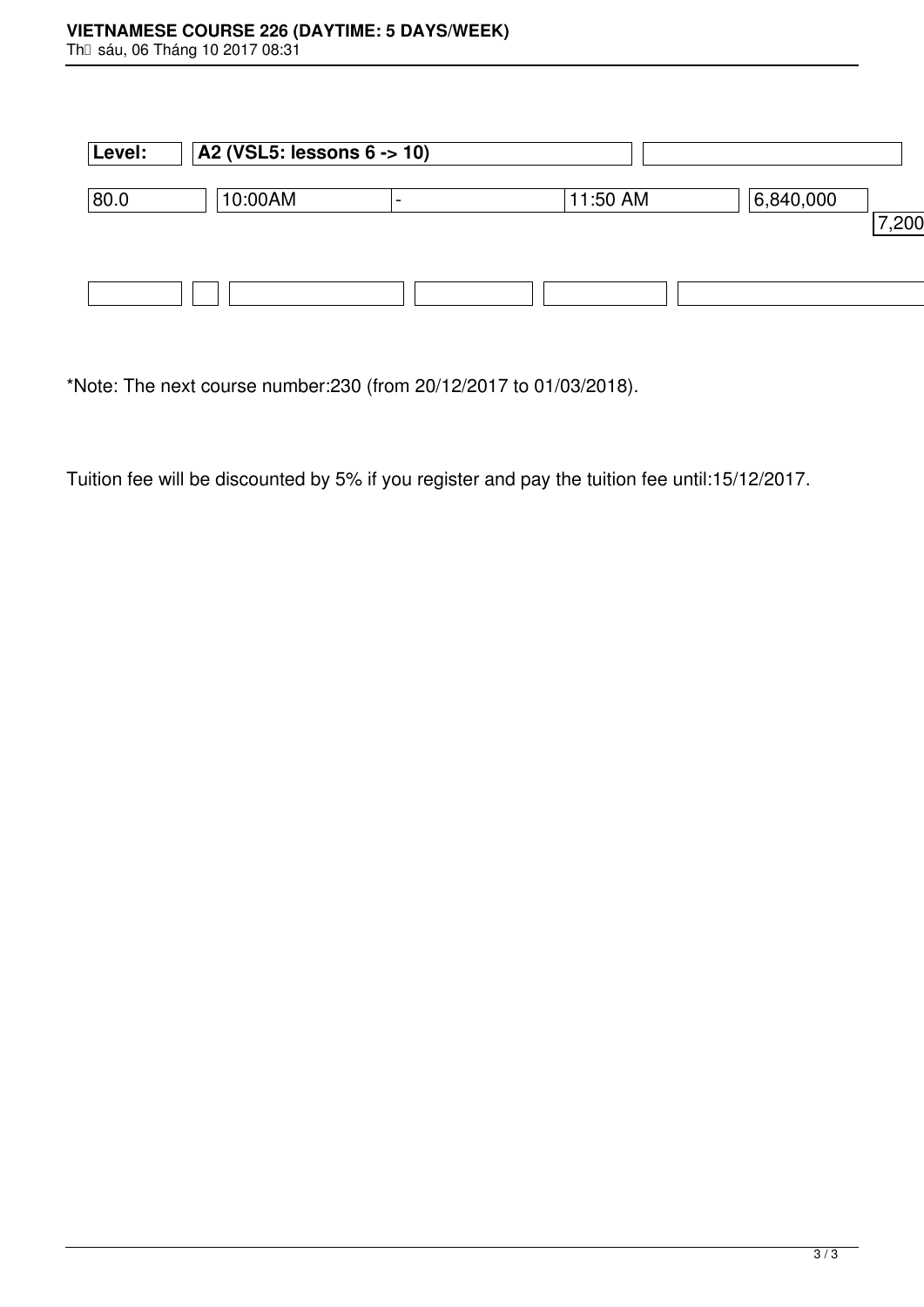| Level: | A2 (VSL5: lessons 6 -> 10) | | | | |
|---|---|---|---|---|---|
| 80.0 | 10:00AM | - | 11:50 AM | 6,840,000 | 7,200 |
| | | | | | |

*Note: The next course number:230 (from 20/12/2017 to 01/03/2018).

Tuition fee will be discounted by 5% if you register and pay the tuition fee until:15/12/2017.